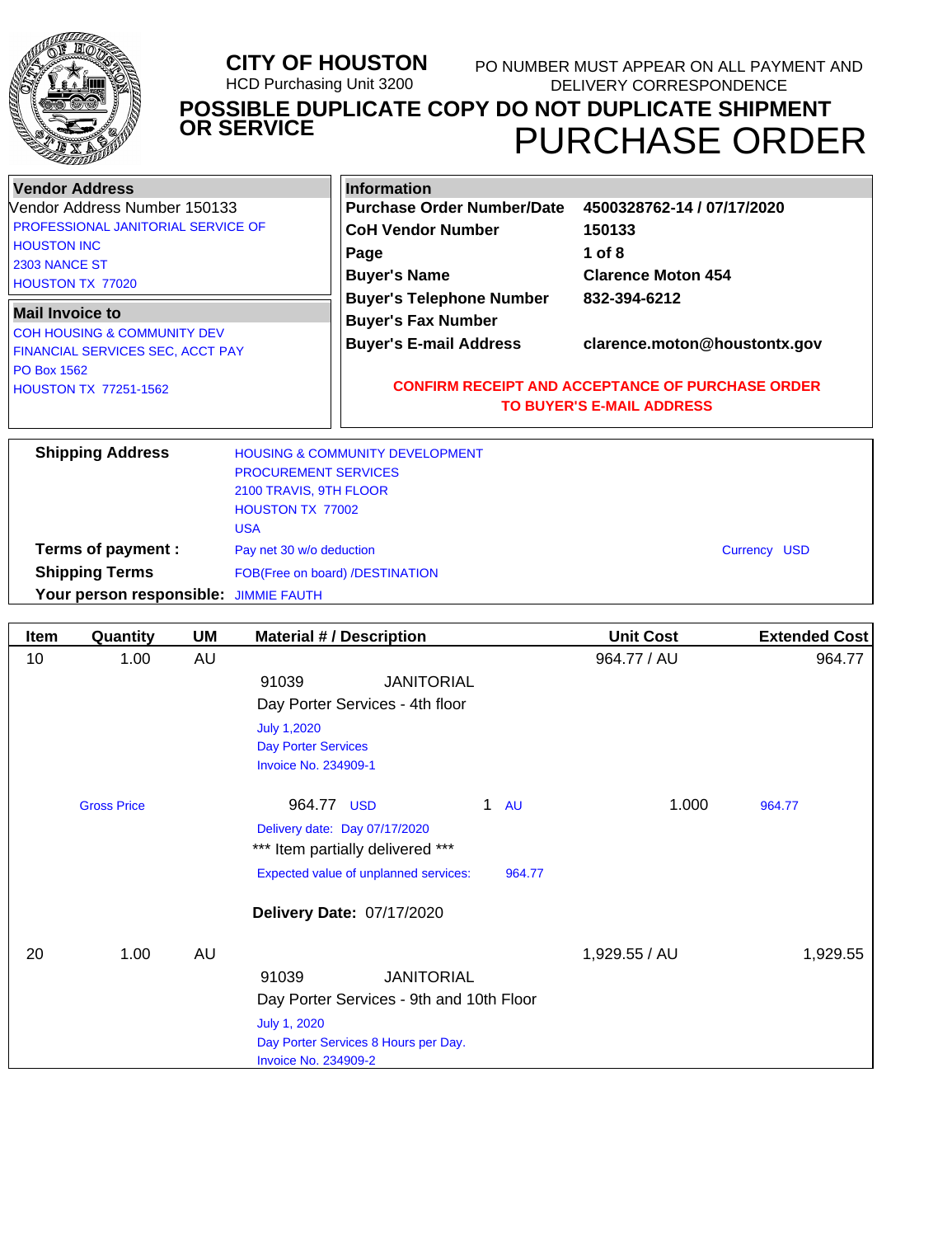# CITY OF HOUSTON

HCD Purchasing Unit 3200

PO NUMBER MUST APPEAR ON ALL PAYMENT AND DELIVERY CORRESPONDENCE

## POSSIBLE DUPLICATE COPY DO NOT DUPLICATE SHIPMENT OR SERVICE

# PURCHASE ORDER

**Vendor Address**

Vendor Address Number 150133
PROFESSIONAL JANITORIAL SERVICE OF HOUSTON INC
2303 NANCE ST
HOUSTON TX 77020

**Mail Invoice to**

COH HOUSING & COMMUNITY DEV
FINANCIAL SERVICES SEC, ACCT PAY
PO Box 1562
HOUSTON TX 77251-1562

**Information**

| | |
|---|---|
| **Purchase Order Number/Date** | **4500328762-14 / 07/17/2020** |
| **CoH Vendor Number** | **150133** |
| **Page** | **1 of 8** |
| **Buyer's Name** | **Clarence Moton 454** |
| **Buyer's Telephone Number** | **832-394-6212** |
| **Buyer's Fax Number** | |
| **Buyer's E-mail Address** | **clarence.moton@houstontx.gov** |

**CONFIRM RECEIPT AND ACCEPTANCE OF PURCHASE ORDER TO BUYER'S E-MAIL ADDRESS**

**Shipping Address**: HOUSING & COMMUNITY DEVELOPMENT
PROCUREMENT SERVICES
2100 TRAVIS, 9TH FLOOR
HOUSTON TX 77002
USA

**Terms of payment :** Pay net 30 w/o deduction — Currency USD

**Shipping Terms** FOB(Free on board) /DESTINATION

**Your person responsible:** JIMMIE FAUTH

| Item | Quantity | UM | Material # / Description | Unit Cost | Extended Cost |
|---|---|---|---|---|---|
| 10 | 1.00 | AU | 91039 JANITORIAL<br>Day Porter Services - 4th floor<br>July 1,2020<br>Day Porter Services<br>Invoice No. 234909-1 | 964.77 / AU | 964.77 |
| | Gross Price | | 964.77 USD 1 AU | 1.000 | 964.77 |
| | | | Delivery date: Day 07/17/2020<br>*** Item partially delivered ***<br>Expected value of unplanned services: 964.77<br><br>**Delivery Date:** 07/17/2020 | | |
| 20 | 1.00 | AU | 91039 JANITORIAL<br>Day Porter Services - 9th and 10th Floor<br>July 1, 2020<br>Day Porter Services 8 Hours per Day.<br>Invoice No. 234909-2 | 1,929.55 / AU | 1,929.55 |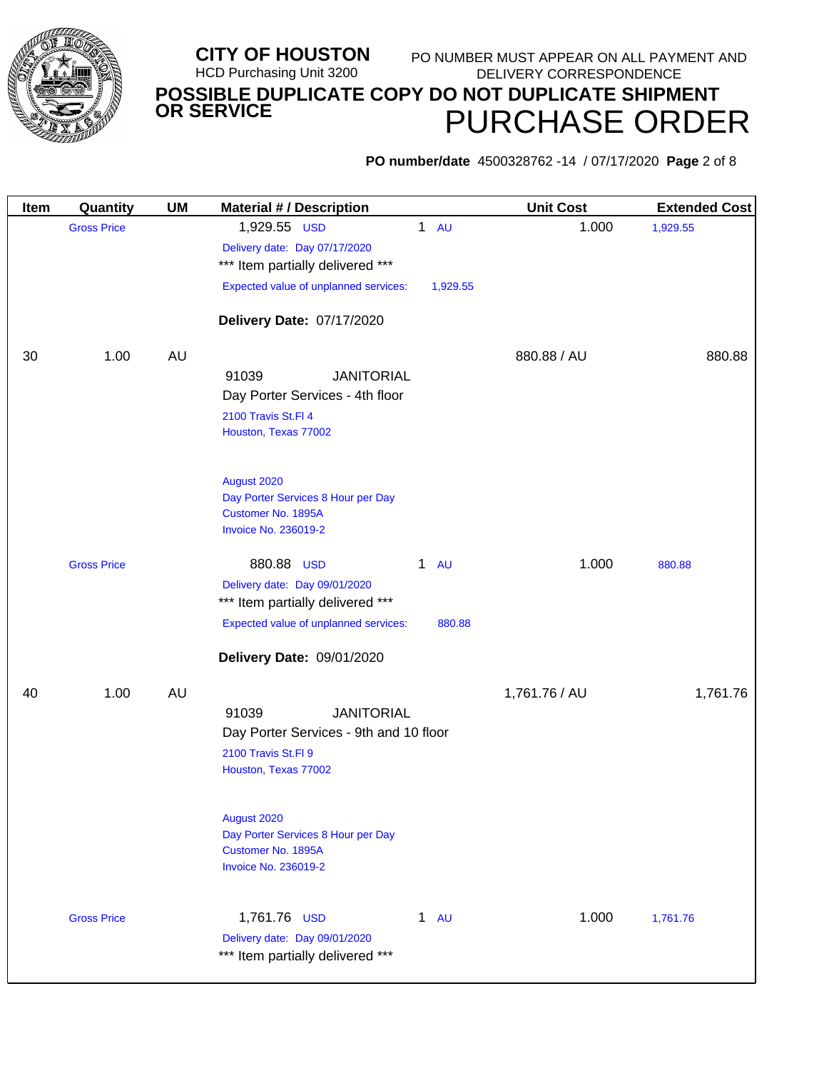**CITY OF HOUSTON**
HCD Purchasing Unit 3200

PO NUMBER MUST APPEAR ON ALL PAYMENT AND DELIVERY CORRESPONDENCE

**POSSIBLE DUPLICATE COPY DO NOT DUPLICATE SHIPMENT OR SERVICE**

# PURCHASE ORDER

**PO number/date** 4500328762 -14 / 07/17/2020 **Page** 2 of 8

| Item | Quantity | UM | Material # / Description | | Unit Cost | Extended Cost |
|---|---|---|---|---|---|---|
| | Gross Price | | 1,929.55 USD | 1 AU | 1.000 | 1,929.55 |
| | | | Delivery date: Day 07/17/2020 | | | |
| | | | *** Item partially delivered *** | | | |
| | | | Expected value of unplanned services: | 1,929.55 | | |
| | | | **Delivery Date:** 07/17/2020 | | | |
| 30 | 1.00 | AU | | | 880.88 / AU | 880.88 |
| | | | 91039 JANITORIAL<br>Day Porter Services - 4th floor<br>2100 Travis St.Fl 4<br>Houston, Texas 77002<br><br>August 2020<br>Day Porter Services 8 Hour per Day<br>Customer No. 1895A<br>Invoice No. 236019-2 | | | |
| | Gross Price | | 880.88 USD | 1 AU | 1.000 | 880.88 |
| | | | Delivery date: Day 09/01/2020 | | | |
| | | | *** Item partially delivered *** | | | |
| | | | Expected value of unplanned services: | 880.88 | | |
| | | | **Delivery Date:** 09/01/2020 | | | |
| 40 | 1.00 | AU | | | 1,761.76 / AU | 1,761.76 |
| | | | 91039 JANITORIAL<br>Day Porter Services - 9th and 10 floor<br>2100 Travis St.Fl 9<br>Houston, Texas 77002<br><br>August 2020<br>Day Porter Services 8 Hour per Day<br>Customer No. 1895A<br>Invoice No. 236019-2 | | | |
| | Gross Price | | 1,761.76 USD | 1 AU | 1.000 | 1,761.76 |
| | | | Delivery date: Day 09/01/2020 | | | |
| | | | *** Item partially delivered *** | | | |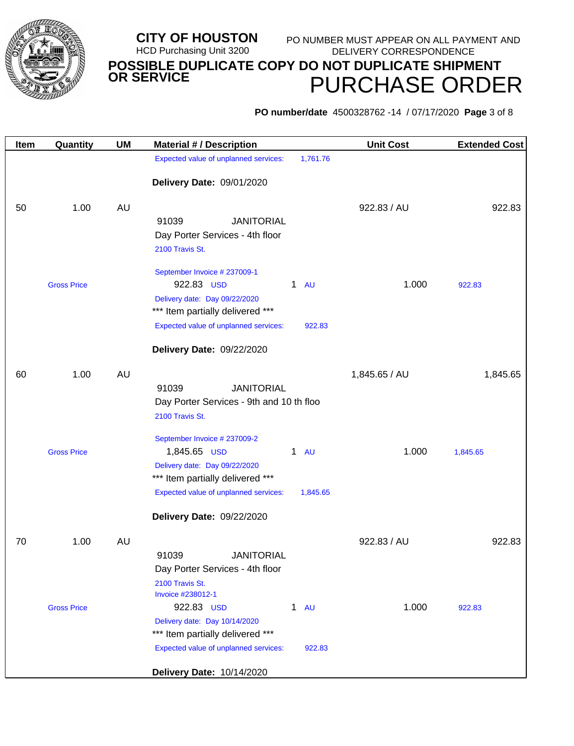**CITY OF HOUSTON**
HCD Purchasing Unit 3200

PO NUMBER MUST APPEAR ON ALL PAYMENT AND DELIVERY CORRESPONDENCE

**POSSIBLE DUPLICATE COPY DO NOT DUPLICATE SHIPMENT OR SERVICE**

# PURCHASE ORDER

**PO number/date** 4500328762 -14 / 07/17/2020

| Item | Quantity | UM | Material # / Description | Unit Cost | Extended Cost |
|---|---|---|---|---|---|
| | | | Expected value of unplanned services: 1,761.76 | | |
| | | | **Delivery Date:** 09/01/2020 | | |
| 50 | 1.00 | AU | 91039 JANITORIAL<br>Day Porter Services - 4th floor<br>2100 Travis St.<br><br>September Invoice # 237009-1 | 922.83 / AU | 922.83 |
| | Gross Price | | 922.83 USD 1 AU | 1.000 | 922.83 |
| | | | Delivery date: Day 09/22/2020<br>*** Item partially delivered ***<br>Expected value of unplanned services: 922.83 | | |
| | | | **Delivery Date:** 09/22/2020 | | |
| 60 | 1.00 | AU | 91039 JANITORIAL<br>Day Porter Services - 9th and 10 th floo<br>2100 Travis St.<br><br>September Invoice # 237009-2 | 1,845.65 / AU | 1,845.65 |
| | Gross Price | | 1,845.65 USD 1 AU | 1.000 | 1,845.65 |
| | | | Delivery date: Day 09/22/2020<br>*** Item partially delivered ***<br>Expected value of unplanned services: 1,845.65 | | |
| | | | **Delivery Date:** 09/22/2020 | | |
| 70 | 1.00 | AU | 91039 JANITORIAL<br>Day Porter Services - 4th floor<br>2100 Travis St.<br>Invoice #238012-1 | 922.83 / AU | 922.83 |
| | Gross Price | | 922.83 USD 1 AU | 1.000 | 922.83 |
| | | | Delivery date: Day 10/14/2020<br>*** Item partially delivered ***<br>Expected value of unplanned services: 922.83 | | |
| | | | **Delivery Date:** 10/14/2020 | | |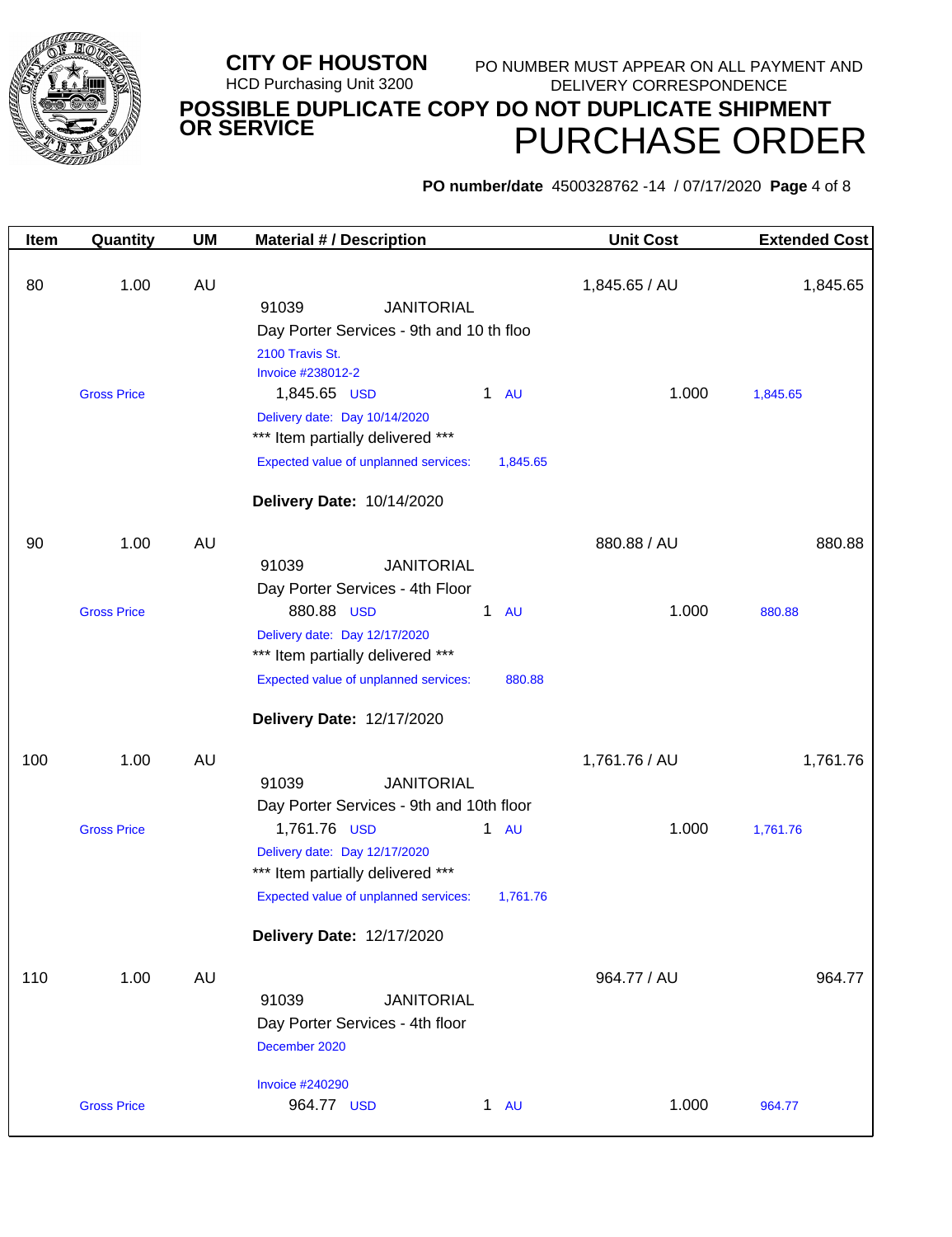**CITY OF HOUSTON**
HCD Purchasing Unit 3200

PO NUMBER MUST APPEAR ON ALL PAYMENT AND DELIVERY CORRESPONDENCE

**POSSIBLE DUPLICATE COPY DO NOT DUPLICATE SHIPMENT OR SERVICE**

# PURCHASE ORDER

**PO number/date** 4500328762 -14 / 07/17/2020 **Page** 4 of 8

| Item | Quantity | UM | Material # / Description | Unit Cost | Extended Cost |
|---|---|---|---|---|---|
| 80 | 1.00 | AU | | 1,845.65 / AU | 1,845.65 |
| | | | 91039 JANITORIAL<br>Day Porter Services - 9th and 10 th floo<br>2100 Travis St.<br>Invoice #238012-2 | | |
| | Gross Price | | 1,845.65 USD 1 AU | 1.000 | 1,845.65 |
| | | | Delivery date: Day 10/14/2020<br>*** Item partially delivered ***<br>Expected value of unplanned services: 1,845.65<br><br>**Delivery Date:** 10/14/2020 | | |
| 90 | 1.00 | AU | | 880.88 / AU | 880.88 |
| | | | 91039 JANITORIAL<br>Day Porter Services - 4th Floor | | |
| | Gross Price | | 880.88 USD 1 AU | 1.000 | 880.88 |
| | | | Delivery date: Day 12/17/2020<br>*** Item partially delivered ***<br>Expected value of unplanned services: 880.88<br><br>**Delivery Date:** 12/17/2020 | | |
| 100 | 1.00 | AU | | 1,761.76 / AU | 1,761.76 |
| | | | 91039 JANITORIAL<br>Day Porter Services - 9th and 10th floor | | |
| | Gross Price | | 1,761.76 USD 1 AU | 1.000 | 1,761.76 |
| | | | Delivery date: Day 12/17/2020<br>*** Item partially delivered ***<br>Expected value of unplanned services: 1,761.76<br><br>**Delivery Date:** 12/17/2020 | | |
| 110 | 1.00 | AU | | 964.77 / AU | 964.77 |
| | | | 91039 JANITORIAL<br>Day Porter Services - 4th floor<br>December 2020<br><br>Invoice #240290 | | |
| | Gross Price | | 964.77 USD 1 AU | 1.000 | 964.77 |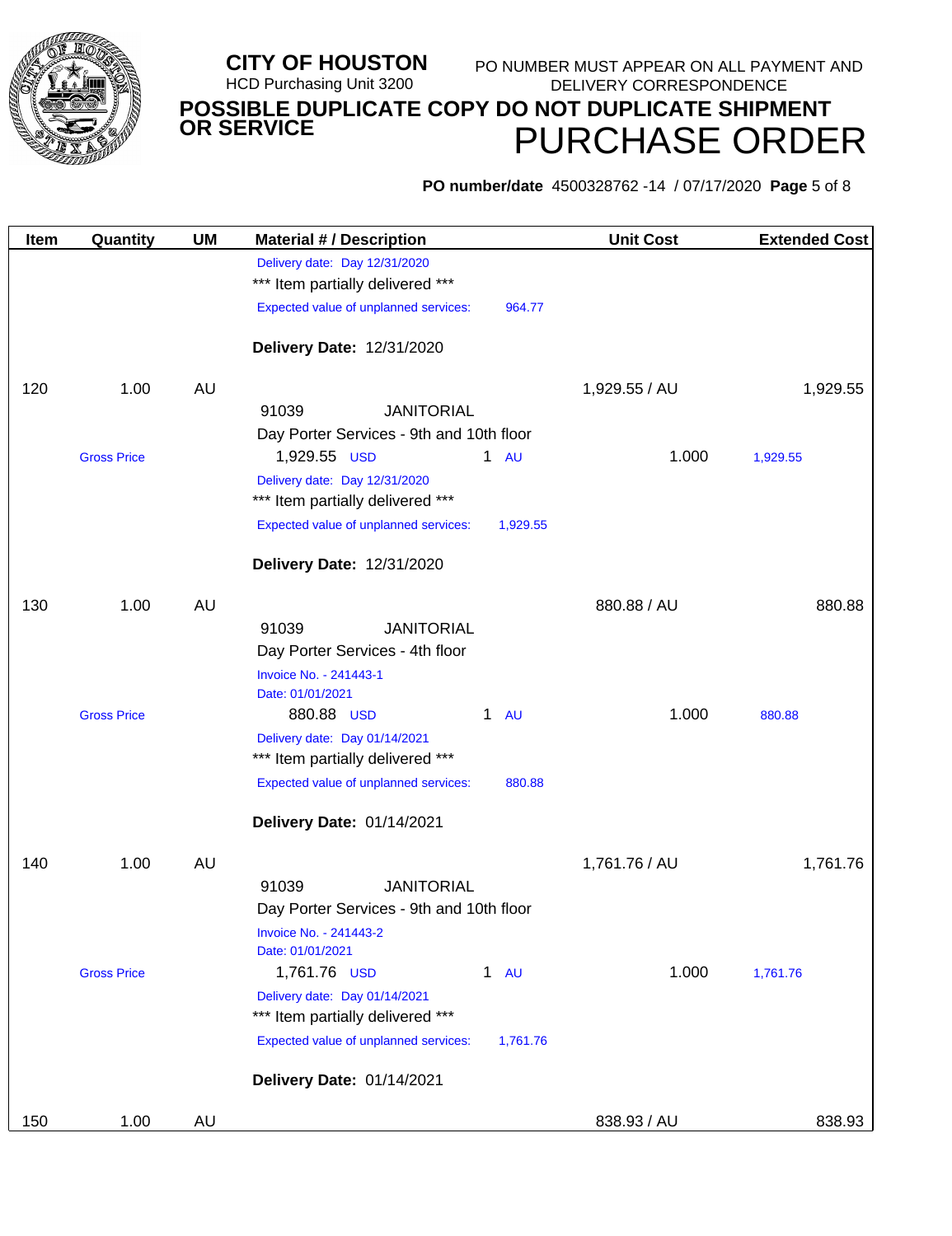**CITY OF HOUSTON**
HCD Purchasing Unit 3200

PO NUMBER MUST APPEAR ON ALL PAYMENT AND DELIVERY CORRESPONDENCE

**POSSIBLE DUPLICATE COPY DO NOT DUPLICATE SHIPMENT OR SERVICE**

# PURCHASE ORDER

**PO number/date** 4500328762 -14 / 07/17/2020

| Item | Quantity | UM | Material # / Description | | | Unit Cost | Extended Cost |
|---|---|---|---|---|---|---|---|
| | | | Delivery date: Day 12/31/2020 | | | | |
| | | | *** Item partially delivered *** | | | | |
| | | | Expected value of unplanned services: | 964.77 | | | |
| | | | **Delivery Date:** 12/31/2020 | | | | |
| 120 | 1.00 | AU | | | | 1,929.55 / AU | 1,929.55 |
| | | | 91039 JANITORIAL | | | | |
| | | | Day Porter Services - 9th and 10th floor | | | | |
| | Gross Price | | 1,929.55 USD | 1 AU | | 1.000 | 1,929.55 |
| | | | Delivery date: Day 12/31/2020 | | | | |
| | | | *** Item partially delivered *** | | | | |
| | | | Expected value of unplanned services: | 1,929.55 | | | |
| | | | **Delivery Date:** 12/31/2020 | | | | |
| 130 | 1.00 | AU | | | | 880.88 / AU | 880.88 |
| | | | 91039 JANITORIAL | | | | |
| | | | Day Porter Services - 4th floor | | | | |
| | | | Invoice No. - 241443-1 | | | | |
| | | | Date: 01/01/2021 | | | | |
| | Gross Price | | 880.88 USD | 1 AU | | 1.000 | 880.88 |
| | | | Delivery date: Day 01/14/2021 | | | | |
| | | | *** Item partially delivered *** | | | | |
| | | | Expected value of unplanned services: | 880.88 | | | |
| | | | **Delivery Date:** 01/14/2021 | | | | |
| 140 | 1.00 | AU | | | | 1,761.76 / AU | 1,761.76 |
| | | | 91039 JANITORIAL | | | | |
| | | | Day Porter Services - 9th and 10th floor | | | | |
| | | | Invoice No. - 241443-2 | | | | |
| | | | Date: 01/01/2021 | | | | |
| | Gross Price | | 1,761.76 USD | 1 AU | | 1.000 | 1,761.76 |
| | | | Delivery date: Day 01/14/2021 | | | | |
| | | | *** Item partially delivered *** | | | | |
| | | | Expected value of unplanned services: | 1,761.76 | | | |
| | | | **Delivery Date:** 01/14/2021 | | | | |
| 150 | 1.00 | AU | | | | 838.93 / AU | 838.93 |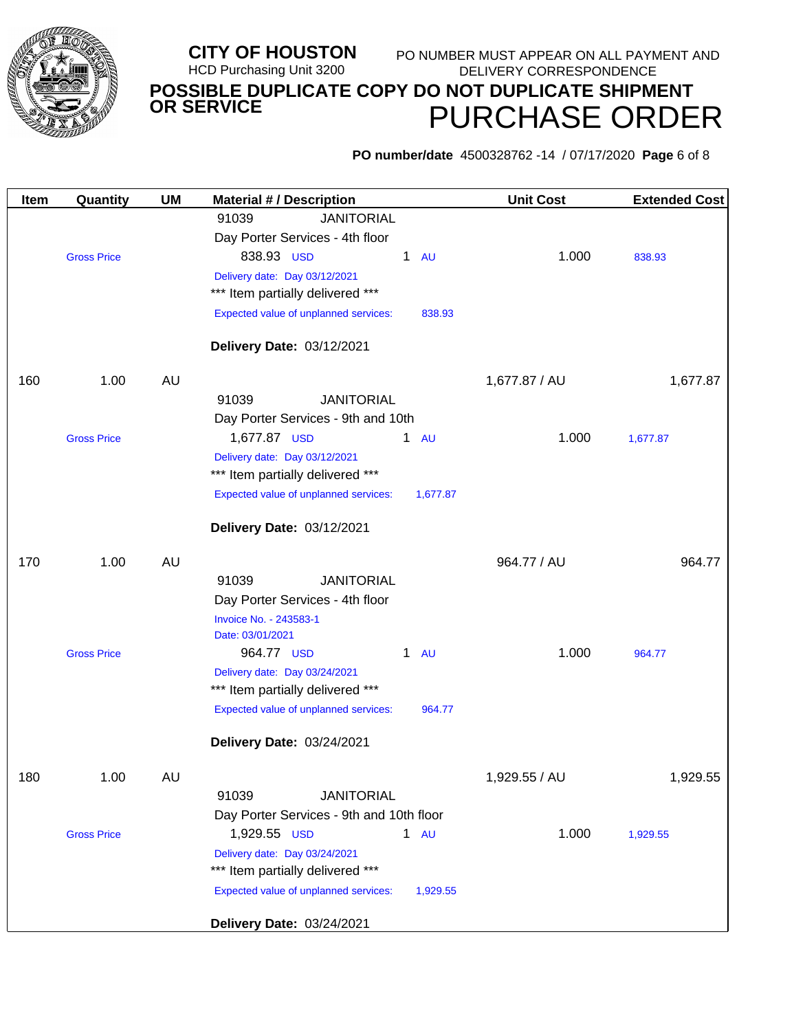**CITY OF HOUSTON**
HCD Purchasing Unit 3200

PO NUMBER MUST APPEAR ON ALL PAYMENT AND DELIVERY CORRESPONDENCE

**POSSIBLE DUPLICATE COPY DO NOT DUPLICATE SHIPMENT OR SERVICE**

# PURCHASE ORDER

**PO number/date** 4500328762 -14 / 07/17/2020 **Page** 6 of 8

| Item | Quantity | UM | Material # / Description | Unit Cost | Extended Cost |
|---|---|---|---|---|---|
| | | | 91039 JANITORIAL<br>Day Porter Services - 4th floor | | |
| | Gross Price | | 838.93 USD 1 AU | 1.000 | 838.93 |
| | | | Delivery date: Day 03/12/2021<br>*** Item partially delivered ***<br>Expected value of unplanned services: 838.93<br><br>**Delivery Date:** 03/12/2021 | | |
| 160 | 1.00 | AU | | 1,677.87 / AU | 1,677.87 |
| | | | 91039 JANITORIAL<br>Day Porter Services - 9th and 10th | | |
| | Gross Price | | 1,677.87 USD 1 AU | 1.000 | 1,677.87 |
| | | | Delivery date: Day 03/12/2021<br>*** Item partially delivered ***<br>Expected value of unplanned services: 1,677.87<br><br>**Delivery Date:** 03/12/2021 | | |
| 170 | 1.00 | AU | | 964.77 / AU | 964.77 |
| | | | 91039 JANITORIAL<br>Day Porter Services - 4th floor<br>Invoice No. - 243583-1<br>Date: 03/01/2021 | | |
| | Gross Price | | 964.77 USD 1 AU | 1.000 | 964.77 |
| | | | Delivery date: Day 03/24/2021<br>*** Item partially delivered ***<br>Expected value of unplanned services: 964.77<br><br>**Delivery Date:** 03/24/2021 | | |
| 180 | 1.00 | AU | | 1,929.55 / AU | 1,929.55 |
| | | | 91039 JANITORIAL<br>Day Porter Services - 9th and 10th floor | | |
| | Gross Price | | 1,929.55 USD 1 AU | 1.000 | 1,929.55 |
| | | | Delivery date: Day 03/24/2021<br>*** Item partially delivered ***<br>Expected value of unplanned services: 1,929.55<br><br>**Delivery Date:** 03/24/2021 | | |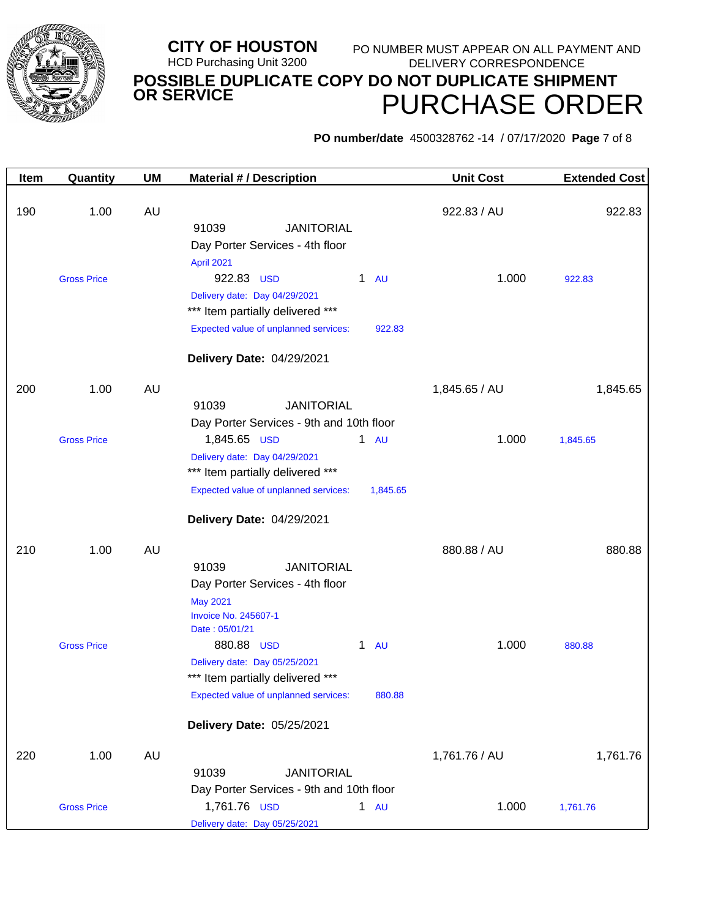**CITY OF HOUSTON**
HCD Purchasing Unit 3200

PO NUMBER MUST APPEAR ON ALL PAYMENT AND DELIVERY CORRESPONDENCE

**POSSIBLE DUPLICATE COPY DO NOT DUPLICATE SHIPMENT OR SERVICE**

# PURCHASE ORDER

**PO number/date** 4500328762 -14 / 07/17/2020

| Item | Quantity | UM | Material # / Description | Unit Cost | Extended Cost |
|---|---|---|---|---|---|
| 190 | 1.00 | AU | 91039 JANITORIAL<br>Day Porter Services - 4th floor<br>April 2021 | 922.83 / AU | 922.83 |
| | Gross Price | | 922.83 USD 1 AU | 1.000 | 922.83 |
| | | | Delivery date: Day 04/29/2021<br>\*\*\* Item partially delivered \*\*\*<br>Expected value of unplanned services: 922.83<br>**Delivery Date:** 04/29/2021 | | |
| 200 | 1.00 | AU | 91039 JANITORIAL<br>Day Porter Services - 9th and 10th floor | 1,845.65 / AU | 1,845.65 |
| | Gross Price | | 1,845.65 USD 1 AU | 1.000 | 1,845.65 |
| | | | Delivery date: Day 04/29/2021<br>\*\*\* Item partially delivered \*\*\*<br>Expected value of unplanned services: 1,845.65<br>**Delivery Date:** 04/29/2021 | | |
| 210 | 1.00 | AU | 91039 JANITORIAL<br>Day Porter Services - 4th floor<br>May 2021<br>Invoice No. 245607-1<br>Date : 05/01/21 | 880.88 / AU | 880.88 |
| | Gross Price | | 880.88 USD 1 AU | 1.000 | 880.88 |
| | | | Delivery date: Day 05/25/2021<br>\*\*\* Item partially delivered \*\*\*<br>Expected value of unplanned services: 880.88<br>**Delivery Date:** 05/25/2021 | | |
| 220 | 1.00 | AU | 91039 JANITORIAL<br>Day Porter Services - 9th and 10th floor | 1,761.76 / AU | 1,761.76 |
| | Gross Price | | 1,761.76 USD 1 AU | 1.000 | 1,761.76 |
| | | | Delivery date: Day 05/25/2021 | | |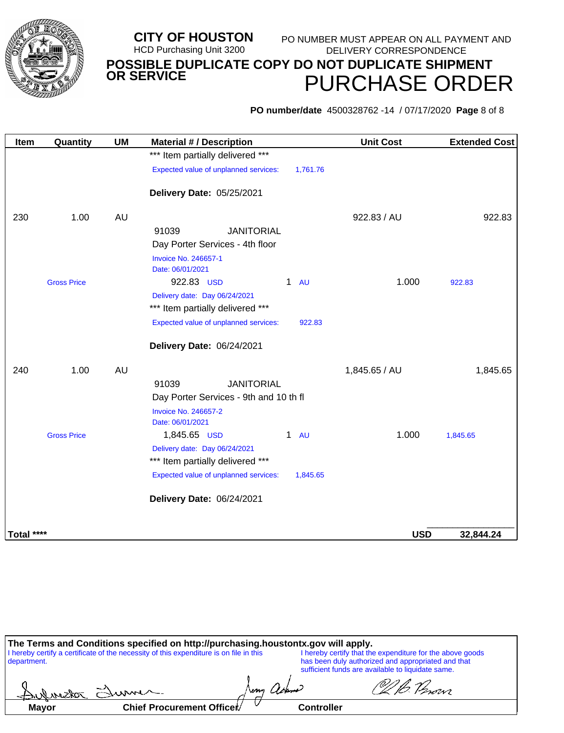**CITY OF HOUSTON**
HCD Purchasing Unit 3200

PO NUMBER MUST APPEAR ON ALL PAYMENT AND DELIVERY CORRESPONDENCE

**POSSIBLE DUPLICATE COPY DO NOT DUPLICATE SHIPMENT OR SERVICE**

# PURCHASE ORDER

**PO number/date** 4500328762 -14 / 07/17/2020

| Item | Quantity | UM | Material # / Description | Unit Cost | Extended Cost |
|---|---|---|---|---|---|
| | | | *** Item partially delivered *** | | |
| | | | Expected value of unplanned services: 1,761.76 | | |
| | | | **Delivery Date:** 05/25/2021 | | |
| 230 | 1.00 | AU | | 922.83 / AU | 922.83 |
| | | | 91039 JANITORIAL | | |
| | | | Day Porter Services - 4th floor | | |
| | | | Invoice No. 246657-1<br>Date: 06/01/2021 | | |
| | Gross Price | | 922.83 USD 1 AU | 1.000 | 922.83 |
| | | | Delivery date: Day 06/24/2021 | | |
| | | | *** Item partially delivered *** | | |
| | | | Expected value of unplanned services: 922.83 | | |
| | | | **Delivery Date:** 06/24/2021 | | |
| 240 | 1.00 | AU | | 1,845.65 / AU | 1,845.65 |
| | | | 91039 JANITORIAL | | |
| | | | Day Porter Services - 9th and 10 th fl | | |
| | | | Invoice No. 246657-2<br>Date: 06/01/2021 | | |
| | Gross Price | | 1,845.65 USD 1 AU | 1.000 | 1,845.65 |
| | | | Delivery date: Day 06/24/2021 | | |
| | | | *** Item partially delivered *** | | |
| | | | Expected value of unplanned services: 1,845.65 | | |
| | | | **Delivery Date:** 06/24/2021 | | |
| **Total ****** | | | | **USD** | **32,844.24** |

**The Terms and Conditions specified on http://purchasing.houstontx.gov will apply.**

I hereby certify a certificate of the necessity of this expenditure is on file in this department.

I hereby certify that the expenditure for the above goods has been duly authorized and appropriated and that sufficient funds are available to liquidate same.

**Mayor** | **Chief Procurement Officer** | **Controller**